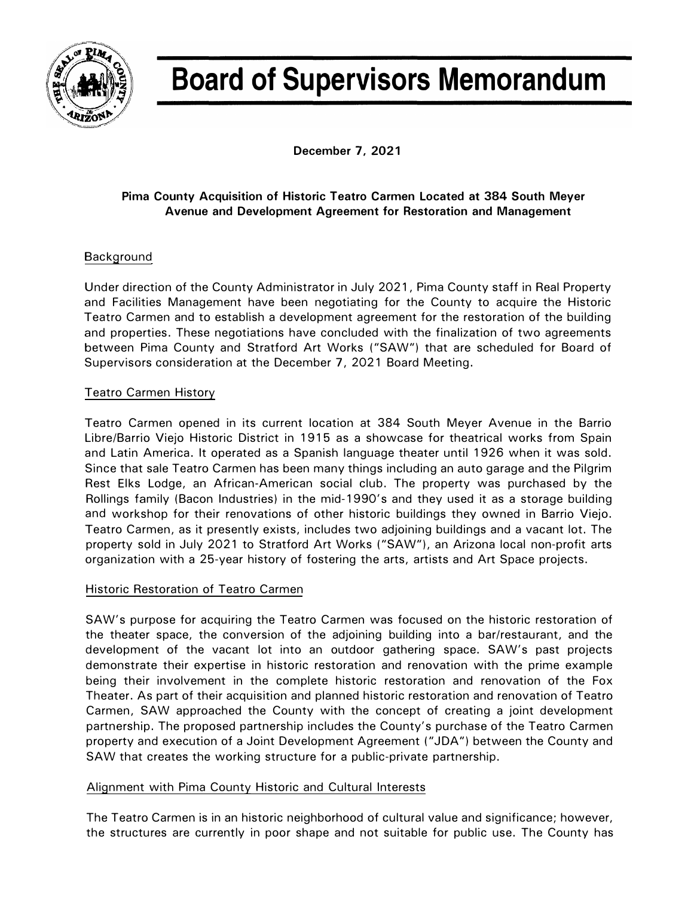# Board of Supervisors Memorandum

**December 7, 2021**

**Pima County Acquisition of Historic Teatro Carmen Located at 384 South Meyer Avenue and Development Agreement for Restoration and Management**

## Background

Under direction of the County Administrator in July 2021, Pima County staff in Real Property and Facilities Management have been negotiating for the County to acquire the Historic Teatro Carmen and to establish a development agreement for the restoration of the building and properties. These negotiations have concluded with the finalization of two agreements between Pima County and Stratford Art Works ("SAW") that are scheduled for Board of Supervisors consideration at the December 7, 2021 Board Meeting.

## Teatro Carmen History

Teatro Carmen opened in its current location at 384 South Meyer Avenue in the Barrio Libre/Barrio Viejo Historic District in 1915 as a showcase for theatrical works from Spain and Latin America. It operated as a Spanish language theater until 1926 when it was sold. Since that sale Teatro Carmen has been many things including an auto garage and the Pilgrim Rest Elks Lodge, an African-American social club. The property was purchased by the Rollings family (Bacon Industries) in the mid-1990's and they used it as a storage building and workshop for their renovations of other historic buildings they owned in Barrio Viejo. Teatro Carmen, as it presently exists, includes two adjoining buildings and a vacant lot. The property sold in July 2021 to Stratford Art Works ("SAW"), an Arizona local non-profit arts organization with a 25-year history of fostering the arts, artists and Art Space projects.

## Historic Restoration of Teatro Carmen

SAW's purpose for acquiring the Teatro Carmen was focused on the historic restoration of the theater space, the conversion of the adjoining building into a bar/restaurant, and the development of the vacant lot into an outdoor gathering space. SAW's past projects demonstrate their expertise in historic restoration and renovation with the prime example being their involvement in the complete historic restoration and renovation of the Fox Theater. As part of their acquisition and planned historic restoration and renovation of Teatro Carmen, SAW approached the County with the concept of creating a joint development partnership. The proposed partnership includes the County's purchase of the Teatro Carmen property and execution of a Joint Development Agreement ("JDA") between the County and SAW that creates the working structure for a public-private partnership.

## Alignment with Pima County Historic and Cultural Interests

The Teatro Carmen is in an historic neighborhood of cultural value and significance; however, the structures are currently in poor shape and not suitable for public use. The County has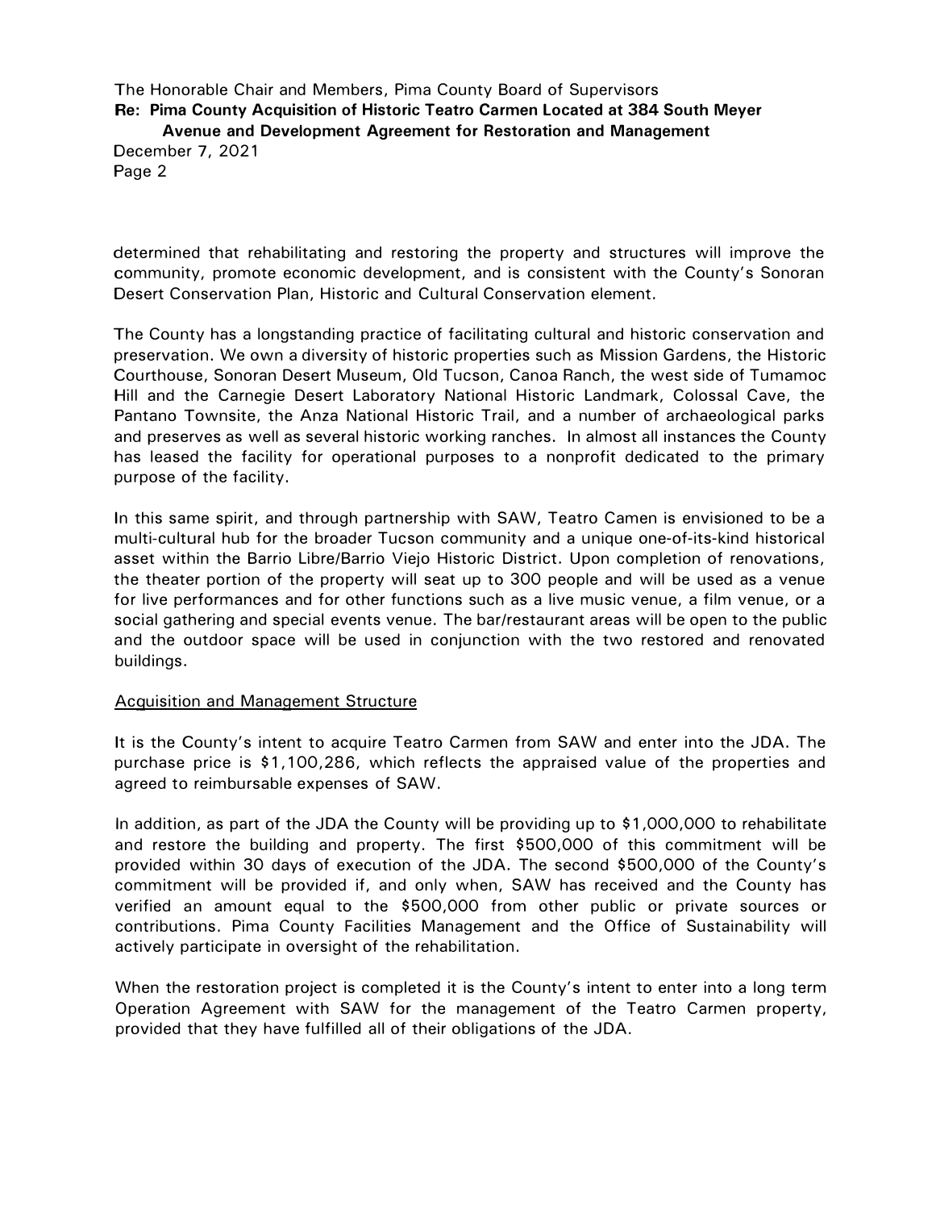determined that rehabilitating and restoring the property and structures will improve the community, promote economic development, and is consistent with the County's Sonoran Desert Conservation Plan, Historic and Cultural Conservation element.

The County has a longstanding practice of facilitating cultural and historic conservation and preservation. We own a diversity of historic properties such as Mission Gardens, the Historic Courthouse, Sonoran Desert Museum, Old Tucson, Canoa Ranch, the west side of Tumamoc Hill and the Carnegie Desert Laboratory National Historic Landmark, Colossal Cave, the Pantano Townsite, the Anza National Historic Trail, and a number of archaeological parks and preserves as well as several historic working ranches. In almost all instances the County has leased the facility for operational purposes to a nonprofit dedicated to the primary purpose of the facility.

In this same spirit, and through partnership with SAW, Teatro Camen is envisioned to be a multi-cultural hub for the broader Tucson community and a unique one-of-its-kind historical asset within the Barrio Libre/Barrio Viejo Historic District. Upon completion of renovations, the theater portion of the property will seat up to 300 people and will be used as a venue for live performances and for other functions such as a live music venue, a film venue, or a social gathering and special events venue. The bar/restaurant areas will be open to the public and the outdoor space will be used in conjunction with the two restored and renovated buildings.

<u>Acquisition and Management Structure</u>

It is the County's intent to acquire Teatro Carmen from SAW and enter into the JDA. The purchase price is $1,100,286, which reflects the appraised value of the properties and agreed to reimbursable expenses of SAW.

In addition, as part of the JDA the County will be providing up to $1,000,000 to rehabilitate and restore the building and property. The first $500,000 of this commitment will be provided within 30 days of execution of the JDA. The second $500,000 of the County's commitment will be provided if, and only when, SAW has received and the County has verified an amount equal to the $500,000 from other public or private sources or contributions. Pima County Facilities Management and the Office of Sustainability will actively participate in oversight of the rehabilitation.

When the restoration project is completed it is the County's intent to enter into a long term Operation Agreement with SAW for the management of the Teatro Carmen property, provided that they have fulfilled all of their obligations of the JDA.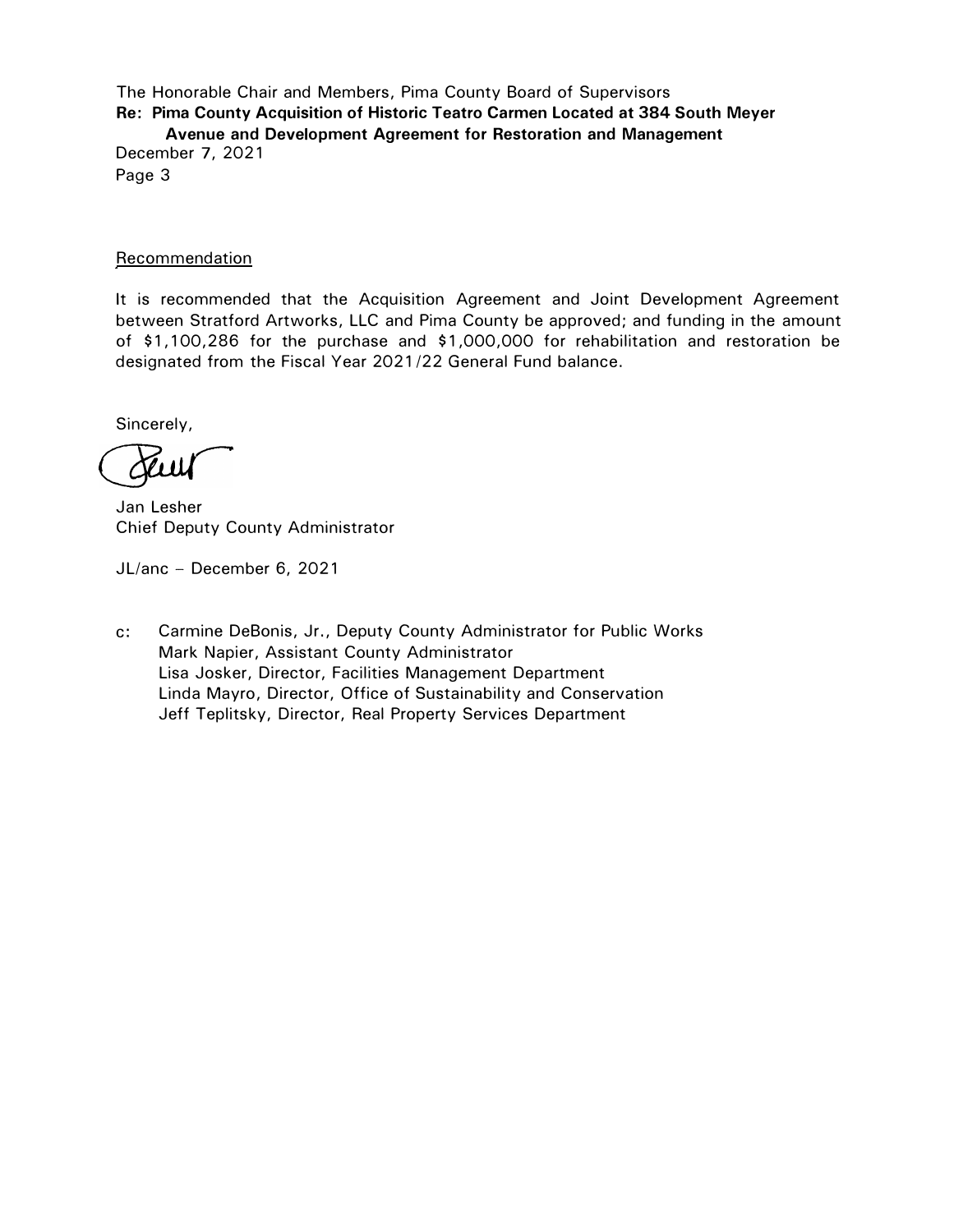Recommendation

It is recommended that the Acquisition Agreement and Joint Development Agreement between Stratford Artworks, LLC and Pima County be approved; and funding in the amount of $1,100,286 for the purchase and $1,000,000 for rehabilitation and restoration be designated from the Fiscal Year 2021/22 General Fund balance.

Sincerely,

Jan Lesher
Chief Deputy County Administrator

JL/anc – December 6, 2021

c: Carmine DeBonis, Jr., Deputy County Administrator for Public Works
Mark Napier, Assistant County Administrator
Lisa Josker, Director, Facilities Management Department
Linda Mayro, Director, Office of Sustainability and Conservation
Jeff Teplitsky, Director, Real Property Services Department